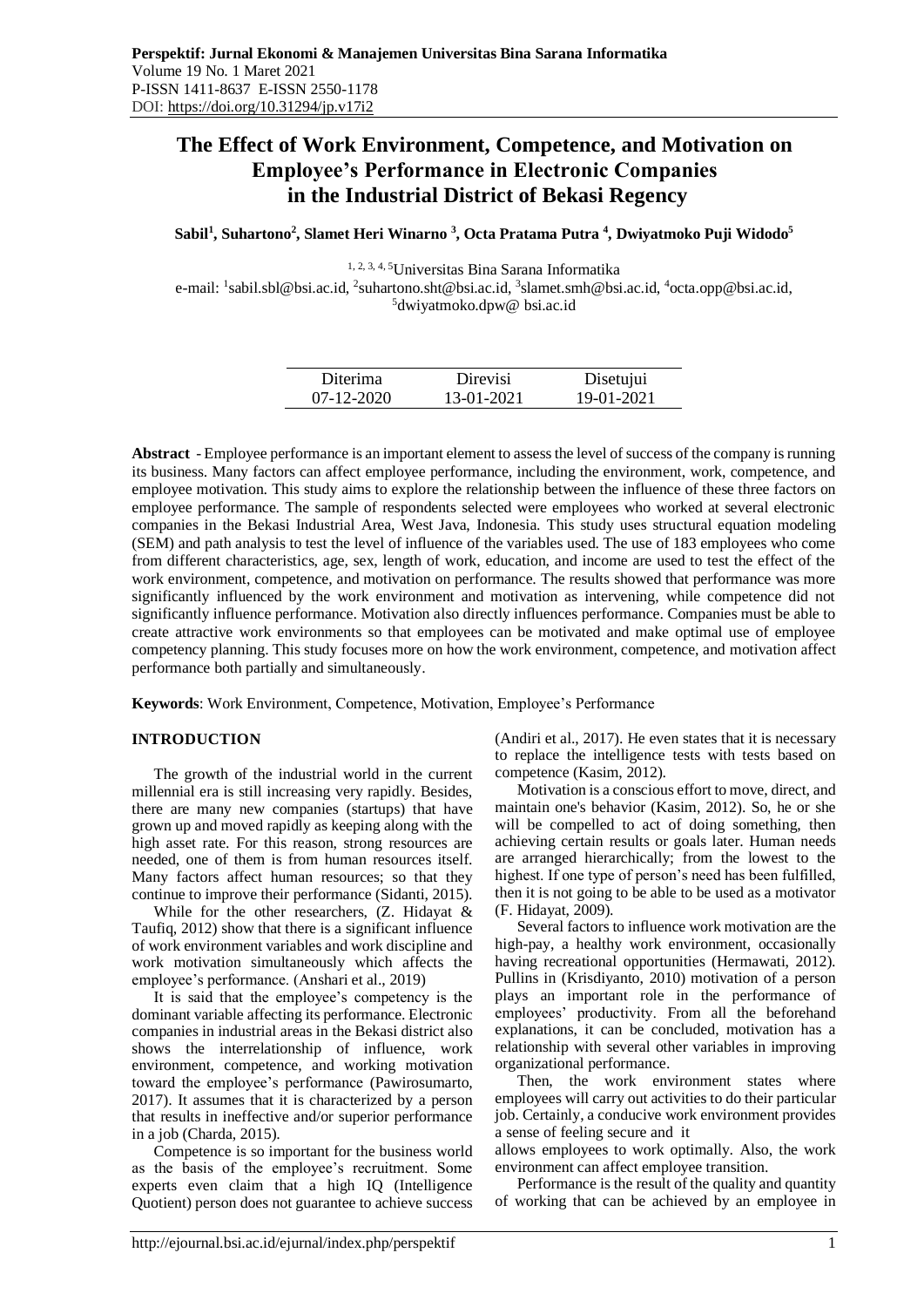# The Effect of Work Environment, Competence, and Motivation on Employee's Performance in Electronic Companies in the Industrial District of Bekasi Regency

**Sabil[1], Suhartono[2], Slamet Heri Winarno [3], Octa Pratama Putra [4], Dwiyatmoko Puji Widodo[5]**

[1, 2, 3, 4, 5]Universitas Bina Sarana Informatika
e-mail: [1]sabil.sbl@bsi.ac.id, [2]suhartono.sht@bsi.ac.id, [3]slamet.smh@bsi.ac.id, [4]octa.opp@bsi.ac.id, [5]dwiyatmoko.dpw@ bsi.ac.id

| Diterima | Direvisi | Disetujui |
|---|---|---|
| 07-12-2020 | 13-01-2021 | 19-01-2021 |

**Abstract** - Employee performance is an important element to assess the level of success of the company is running its business. Many factors can affect employee performance, including the environment, work, competence, and employee motivation. This study aims to explore the relationship between the influence of these three factors on employee performance. The sample of respondents selected were employees who worked at several electronic companies in the Bekasi Industrial Area, West Java, Indonesia. This study uses structural equation modeling (SEM) and path analysis to test the level of influence of the variables used. The use of 183 employees who come from different characteristics, age, sex, length of work, education, and income are used to test the effect of the work environment, competence, and motivation on performance. The results showed that performance was more significantly influenced by the work environment and motivation as intervening, while competence did not significantly influence performance. Motivation also directly influences performance. Companies must be able to create attractive work environments so that employees can be motivated and make optimal use of employee competency planning. This study focuses more on how the work environment, competence, and motivation affect performance both partially and simultaneously.

**Keywords**: Work Environment, Competence, Motivation, Employee's Performance

## INTRODUCTION

The growth of the industrial world in the current millennial era is still increasing very rapidly. Besides, there are many new companies (startups) that have grown up and moved rapidly as keeping along with the high asset rate. For this reason, strong resources are needed, one of them is from human resources itself. Many factors affect human resources; so that they continue to improve their performance (Sidanti, 2015).

While for the other researchers, (Z. Hidayat & Taufiq, 2012) show that there is a significant influence of work environment variables and work discipline and work motivation simultaneously which affects the employee's performance. (Anshari et al., 2019)

It is said that the employee's competency is the dominant variable affecting its performance. Electronic companies in industrial areas in the Bekasi district also shows the interrelationship of influence, work environment, competence, and working motivation toward the employee's performance (Pawirosumarto, 2017). It assumes that it is characterized by a person that results in ineffective and/or superior performance in a job (Charda, 2015).

Competence is so important for the business world as the basis of the employee's recruitment. Some experts even claim that a high IQ (Intelligence Quotient) person does not guarantee to achieve success (Andiri et al., 2017). He even states that it is necessary to replace the intelligence tests with tests based on competence (Kasim, 2012).

Motivation is a conscious effort to move, direct, and maintain one's behavior (Kasim, 2012). So, he or she will be compelled to act of doing something, then achieving certain results or goals later. Human needs are arranged hierarchically; from the lowest to the highest. If one type of person's need has been fulfilled, then it is not going to be able to be used as a motivator (F. Hidayat, 2009).

Several factors to influence work motivation are the high-pay, a healthy work environment, occasionally having recreational opportunities (Hermawati, 2012). Pullins in (Krisdiyanto, 2010) motivation of a person plays an important role in the performance of employees' productivity. From all the beforehand explanations, it can be concluded, motivation has a relationship with several other variables in improving organizational performance.

Then, the work environment states where employees will carry out activities to do their particular job. Certainly, a conducive work environment provides a sense of feeling secure and it allows employees to work optimally. Also, the work environment can affect employee transition.

Performance is the result of the quality and quantity of working that can be achieved by an employee in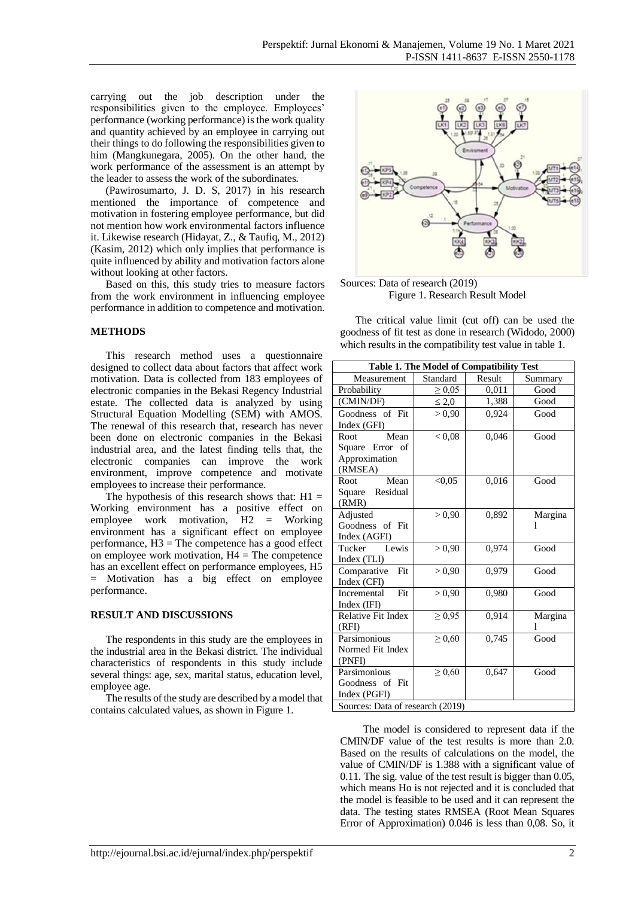carrying out the job description under the responsibilities given to the employee. Employees' performance (working performance) is the work quality and quantity achieved by an employee in carrying out their things to do following the responsibilities given to him (Mangkunegara, 2005). On the other hand, the work performance of the assessment is an attempt by the leader to assess the work of the subordinates.

(Pawirosumarto, J. D. S, 2017) in his research mentioned the importance of competence and motivation in fostering employee performance, but did not mention how work environmental factors influence it. Likewise research (Hidayat, Z., & Taufiq, M., 2012) (Kasim, 2012) which only implies that performance is quite influenced by ability and motivation factors alone without looking at other factors.

Based on this, this study tries to measure factors from the work environment in influencing employee performance in addition to competence and motivation.

## METHODS

This research method uses a questionnaire designed to collect data about factors that affect work motivation. Data is collected from 183 employees of electronic companies in the Bekasi Regency Industrial estate. The collected data is analyzed by using Structural Equation Modelling (SEM) with AMOS. The renewal of this research that, research has never been done on electronic companies in the Bekasi industrial area, and the latest finding tells that, the electronic companies can improve the work environment, improve competence and motivate employees to increase their performance.

The hypothesis of this research shows that: H1 = Working environment has a positive effect on employee work motivation, H2 = Working environment has a significant effect on employee performance, H3 = The competence has a good effect on employee work motivation, H4 = The competence has an excellent effect on performance employees, H5 = Motivation has a big effect on employee performance.

## RESULT AND DISCUSSIONS

The respondents in this study are the employees in the industrial area in the Bekasi district. The individual characteristics of respondents in this study include several things: age, sex, marital status, education level, employee age.

The results of the study are described by a model that contains calculated values, as shown in Figure 1.

Sources: Data of research (2019)

Figure 1. Research Result Model

The critical value limit (cut off) can be used the goodness of fit test as done in research (Widodo, 2000) which results in the compatibility test value in table 1.

**Table 1. The Model of Compatibility Test**

| Measurement | Standard | Result | Summary |
|---|---|---|---|
| Probability | ≥ 0,05 | 0,011 | Good |
| (CMIN/DF) | ≤ 2,0 | 1,388 | Good |
| Goodness of Fit Index (GFI) | > 0,90 | 0,924 | Good |
| Root Mean Square Error of Approximation (RMSEA) | < 0,08 | 0,046 | Good |
| Root Mean Square Residual (RMR) | <0,05 | 0,016 | Good |
| Adjusted Goodness of Fit Index (AGFI) | > 0,90 | 0,892 | Marginal |
| Tucker Lewis Index (TLI) | > 0,90 | 0,974 | Good |
| Comparative Fit Index (CFI) | > 0,90 | 0,979 | Good |
| Incremental Fit Index (IFI) | > 0,90 | 0,980 | Good |
| Relative Fit Index (RFI) | ≥ 0,95 | 0,914 | Marginal |
| Parsimonious Normed Fit Index (PNFI) | ≥ 0,60 | 0,745 | Good |
| Parsimonious Goodness of Fit Index (PGFI) | ≥ 0,60 | 0,647 | Good |

Sources: Data of research (2019)

The model is considered to represent data if the CMIN/DF value of the test results is more than 2.0. Based on the results of calculations on the model, the value of CMIN/DF is 1.388 with a significant value of 0.11. The sig. value of the test result is bigger than 0.05, which means Ho is not rejected and it is concluded that the model is feasible to be used and it can represent the data. The testing states RMSEA (Root Mean Squares Error of Approximation) 0.046 is less than 0,08. So, it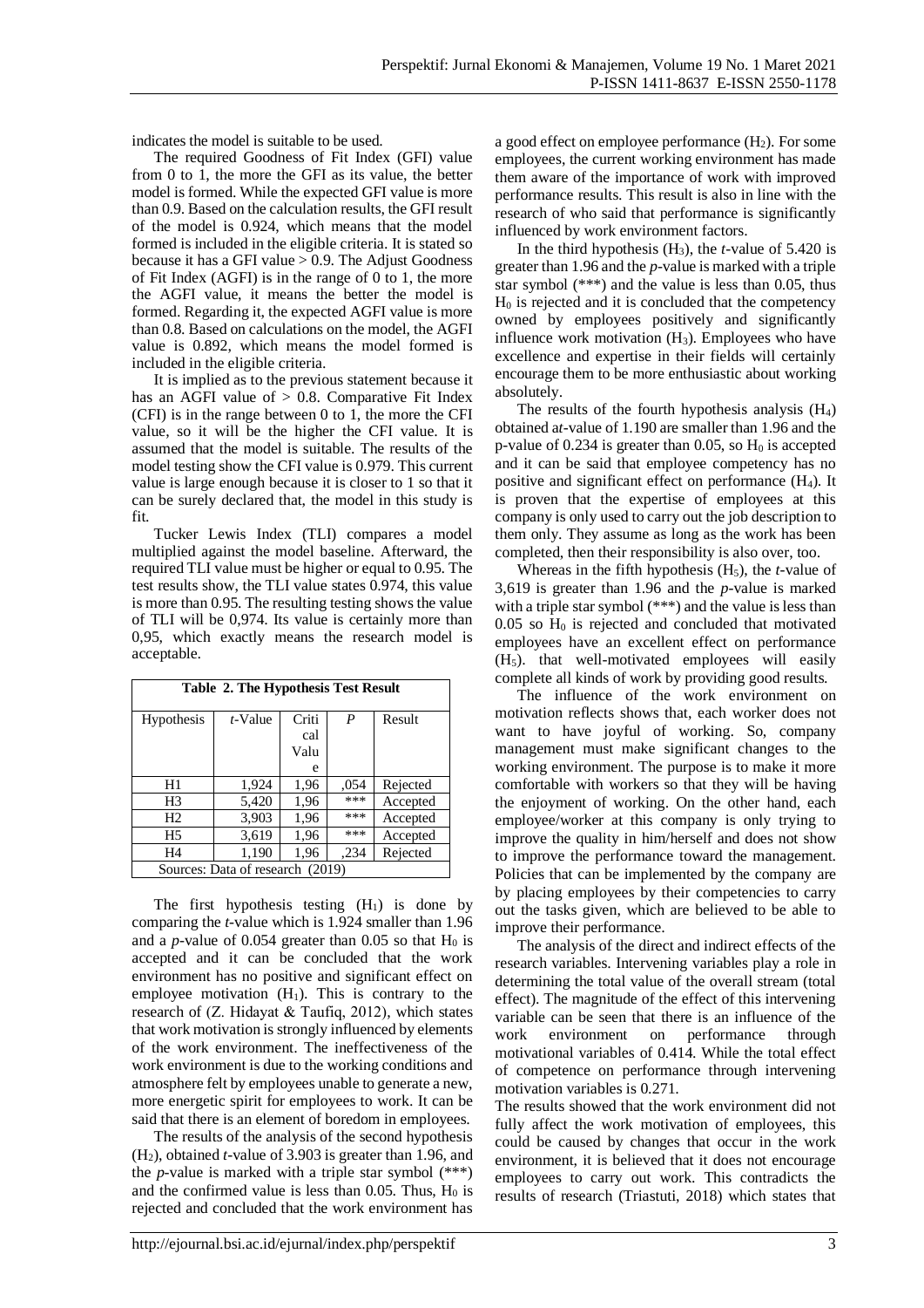indicates the model is suitable to be used.

The required Goodness of Fit Index (GFI) value from 0 to 1, the more the GFI as its value, the better model is formed. While the expected GFI value is more than 0.9. Based on the calculation results, the GFI result of the model is 0.924, which means that the model formed is included in the eligible criteria. It is stated so because it has a GFI value > 0.9. The Adjust Goodness of Fit Index (AGFI) is in the range of 0 to 1, the more the AGFI value, it means the better the model is formed. Regarding it, the expected AGFI value is more than 0.8. Based on calculations on the model, the AGFI value is 0.892, which means the model formed is included in the eligible criteria.

It is implied as to the previous statement because it has an AGFI value of > 0.8. Comparative Fit Index (CFI) is in the range between 0 to 1, the more the CFI value, so it will be the higher the CFI value. It is assumed that the model is suitable. The results of the model testing show the CFI value is 0.979. This current value is large enough because it is closer to 1 so that it can be surely declared that, the model in this study is fit.

Tucker Lewis Index (TLI) compares a model multiplied against the model baseline. Afterward, the required TLI value must be higher or equal to 0.95. The test results show, the TLI value states 0.974, this value is more than 0.95. The resulting testing shows the value of TLI will be 0,974. Its value is certainly more than 0,95, which exactly means the research model is acceptable.

**Table 2. The Hypothesis Test Result**

| Hypothesis | *t*-Value | Critical Value | *P* | Result |
|---|---|---|---|---|
| H1 | 1,924 | 1,96 | ,054 | Rejected |
| H3 | 5,420 | 1,96 | *** | Accepted |
| H2 | 3,903 | 1,96 | *** | Accepted |
| H5 | 3,619 | 1,96 | *** | Accepted |
| H4 | 1,190 | 1,96 | ,234 | Rejected |

Sources: Data of research (2019)

The first hypothesis testing ($H_1$) is done by comparing the *t*-value which is 1.924 smaller than 1.96 and a *p*-value of 0.054 greater than 0.05 so that $H_0$ is accepted and it can be concluded that the work environment has no positive and significant effect on employee motivation ($H_1$). This is contrary to the research of (Z. Hidayat & Taufiq, 2012), which states that work motivation is strongly influenced by elements of the work environment. The ineffectiveness of the work environment is due to the working conditions and atmosphere felt by employees unable to generate a new, more energetic spirit for employees to work. It can be said that there is an element of boredom in employees.

The results of the analysis of the second hypothesis ($H_2$), obtained *t*-value of 3.903 is greater than 1.96, and the *p*-value is marked with a triple star symbol (***) and the confirmed value is less than 0.05. Thus, $H_0$ is rejected and concluded that the work environment has a good effect on employee performance ($H_2$). For some employees, the current working environment has made them aware of the importance of work with improved performance results. This result is also in line with the research of who said that performance is significantly influenced by work environment factors.

In the third hypothesis ($H_3$), the *t*-value of 5.420 is greater than 1.96 and the *p*-value is marked with a triple star symbol (***) and the value is less than 0.05, thus $H_0$ is rejected and it is concluded that the competency owned by employees positively and significantly influence work motivation ($H_3$). Employees who have excellence and expertise in their fields will certainly encourage them to be more enthusiastic about working absolutely.

The results of the fourth hypothesis analysis ($H_4$) obtained a*t*-value of 1.190 are smaller than 1.96 and the p-value of 0.234 is greater than 0.05, so $H_0$ is accepted and it can be said that employee competency has no positive and significant effect on performance ($H_4$). It is proven that the expertise of employees at this company is only used to carry out the job description to them only. They assume as long as the work has been completed, then their responsibility is also over, too.

Whereas in the fifth hypothesis ($H_5$), the *t*-value of 3,619 is greater than 1.96 and the *p*-value is marked with a triple star symbol (***) and the value is less than 0.05 so $H_0$ is rejected and concluded that motivated employees have an excellent effect on performance ($H_5$). that well-motivated employees will easily complete all kinds of work by providing good results.

The influence of the work environment on motivation reflects shows that, each worker does not want to have joyful of working. So, company management must make significant changes to the working environment. The purpose is to make it more comfortable with workers so that they will be having the enjoyment of working. On the other hand, each employee/worker at this company is only trying to improve the quality in him/herself and does not show to improve the performance toward the management. Policies that can be implemented by the company are by placing employees by their competencies to carry out the tasks given, which are believed to be able to improve their performance.

The analysis of the direct and indirect effects of the research variables. Intervening variables play a role in determining the total value of the overall stream (total effect). The magnitude of the effect of this intervening variable can be seen that there is an influence of the work environment on performance through motivational variables of 0.414. While the total effect of competence on performance through intervening motivation variables is 0.271.

The results showed that the work environment did not fully affect the work motivation of employees, this could be caused by changes that occur in the work environment, it is believed that it does not encourage employees to carry out work. This contradicts the results of research (Triastuti, 2018) which states that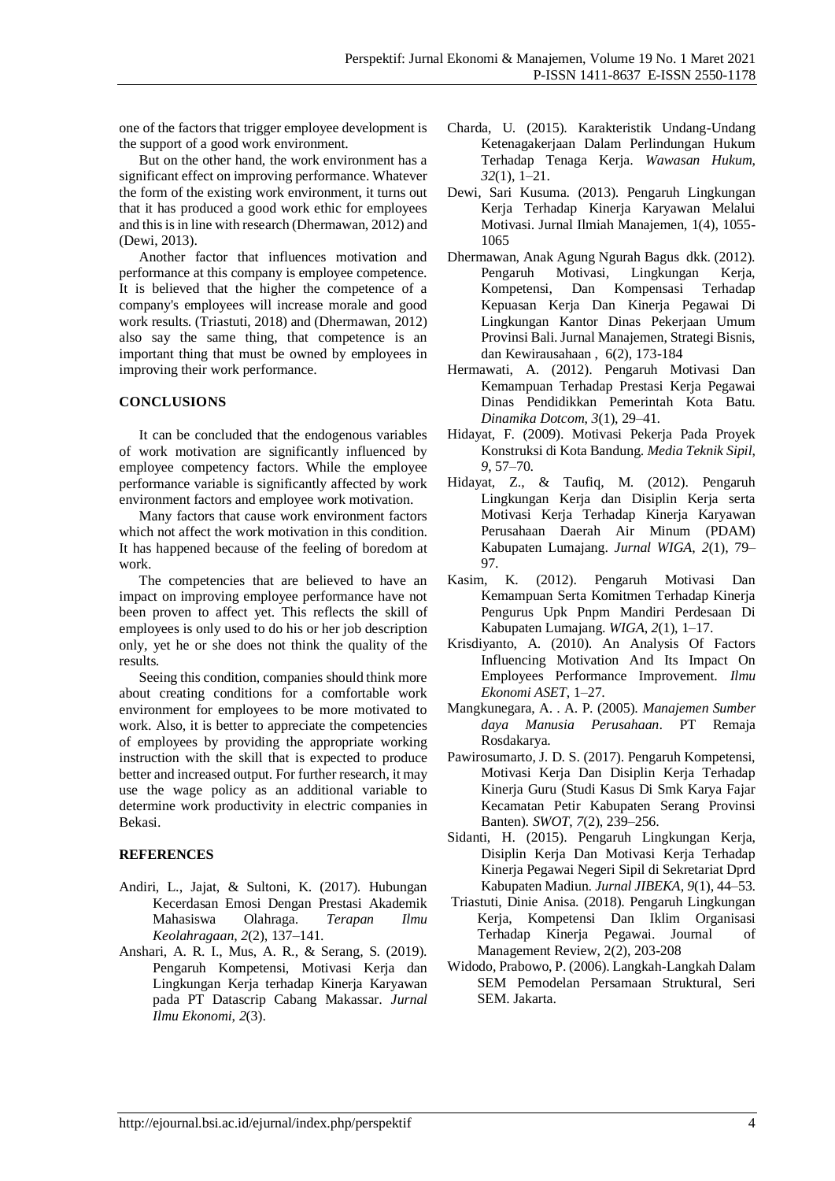one of the factors that trigger employee development is the support of a good work environment.

But on the other hand, the work environment has a significant effect on improving performance. Whatever the form of the existing work environment, it turns out that it has produced a good work ethic for employees and this is in line with research (Dhermawan, 2012) and (Dewi, 2013).

Another factor that influences motivation and performance at this company is employee competence. It is believed that the higher the competence of a company's employees will increase morale and good work results. (Triastuti, 2018) and (Dhermawan, 2012) also say the same thing, that competence is an important thing that must be owned by employees in improving their work performance.

## CONCLUSIONS

It can be concluded that the endogenous variables of work motivation are significantly influenced by employee competency factors. While the employee performance variable is significantly affected by work environment factors and employee work motivation.

Many factors that cause work environment factors which not affect the work motivation in this condition. It has happened because of the feeling of boredom at work.

The competencies that are believed to have an impact on improving employee performance have not been proven to affect yet. This reflects the skill of employees is only used to do his or her job description only, yet he or she does not think the quality of the results.

Seeing this condition, companies should think more about creating conditions for a comfortable work environment for employees to be more motivated to work. Also, it is better to appreciate the competencies of employees by providing the appropriate working instruction with the skill that is expected to produce better and increased output. For further research, it may use the wage policy as an additional variable to determine work productivity in electric companies in Bekasi.

## REFERENCES

Andiri, L., Jajat, & Sultoni, K. (2017). Hubungan Kecerdasan Emosi Dengan Prestasi Akademik Mahasiswa Olahraga. *Terapan Ilmu Keolahragaan*, *2*(2), 137–141.

Anshari, A. R. I., Mus, A. R., & Serang, S. (2019). Pengaruh Kompetensi, Motivasi Kerja dan Lingkungan Kerja terhadap Kinerja Karyawan pada PT Datascrip Cabang Makassar. *Jurnal Ilmu Ekonomi*, *2*(3).

Charda, U. (2015). Karakteristik Undang-Undang Ketenagakerjaan Dalam Perlindungan Hukum Terhadap Tenaga Kerja. *Wawasan Hukum*, *32*(1), 1–21.

Dewi, Sari Kusuma. (2013). Pengaruh Lingkungan Kerja Terhadap Kinerja Karyawan Melalui Motivasi. Jurnal Ilmiah Manajemen, 1(4), 1055-1065

Dhermawan, Anak Agung Ngurah Bagus dkk. (2012). Pengaruh Motivasi, Lingkungan Kerja, Kompetensi, Dan Kompensasi Terhadap Kepuasan Kerja Dan Kinerja Pegawai Di Lingkungan Kantor Dinas Pekerjaan Umum Provinsi Bali. Jurnal Manajemen, Strategi Bisnis, dan Kewirausahaan , 6(2), 173-184

Hermawati, A. (2012). Pengaruh Motivasi Dan Kemampuan Terhadap Prestasi Kerja Pegawai Dinas Pendidikkan Pemerintah Kota Batu. *Dinamika Dotcom*, *3*(1), 29–41.

Hidayat, F. (2009). Motivasi Pekerja Pada Proyek Konstruksi di Kota Bandung. *Media Teknik Sipil*, *9*, 57–70.

Hidayat, Z., & Taufiq, M. (2012). Pengaruh Lingkungan Kerja dan Disiplin Kerja serta Motivasi Kerja Terhadap Kinerja Karyawan Perusahaan Daerah Air Minum (PDAM) Kabupaten Lumajang. *Jurnal WIGA*, *2*(1), 79–97.

Kasim, K. (2012). Pengaruh Motivasi Dan Kemampuan Serta Komitmen Terhadap Kinerja Pengurus Upk Pnpm Mandiri Perdesaan Di Kabupaten Lumajang. *WIGA*, *2*(1), 1–17.

Krisdiyanto, A. (2010). An Analysis Of Factors Influencing Motivation And Its Impact On Employees Performance Improvement. *Ilmu Ekonomi ASET*, 1–27.

Mangkunegara, A. . A. P. (2005). *Manajemen Sumber daya Manusia Perusahaan*. PT Remaja Rosdakarya.

Pawirosumarto, J. D. S. (2017). Pengaruh Kompetensi, Motivasi Kerja Dan Disiplin Kerja Terhadap Kinerja Guru (Studi Kasus Di Smk Karya Fajar Kecamatan Petir Kabupaten Serang Provinsi Banten). *SWOT*, *7*(2), 239–256.

Sidanti, H. (2015). Pengaruh Lingkungan Kerja, Disiplin Kerja Dan Motivasi Kerja Terhadap Kinerja Pegawai Negeri Sipil di Sekretariat Dprd Kabupaten Madiun. *Jurnal JIBEKA*, *9*(1), 44–53.

Triastuti, Dinie Anisa. (2018). Pengaruh Lingkungan Kerja, Kompetensi Dan Iklim Organisasi Terhadap Kinerja Pegawai. Journal of Management Review, 2(2), 203-208

Widodo, Prabowo, P. (2006). Langkah-Langkah Dalam SEM Pemodelan Persamaan Struktural, Seri SEM. Jakarta.